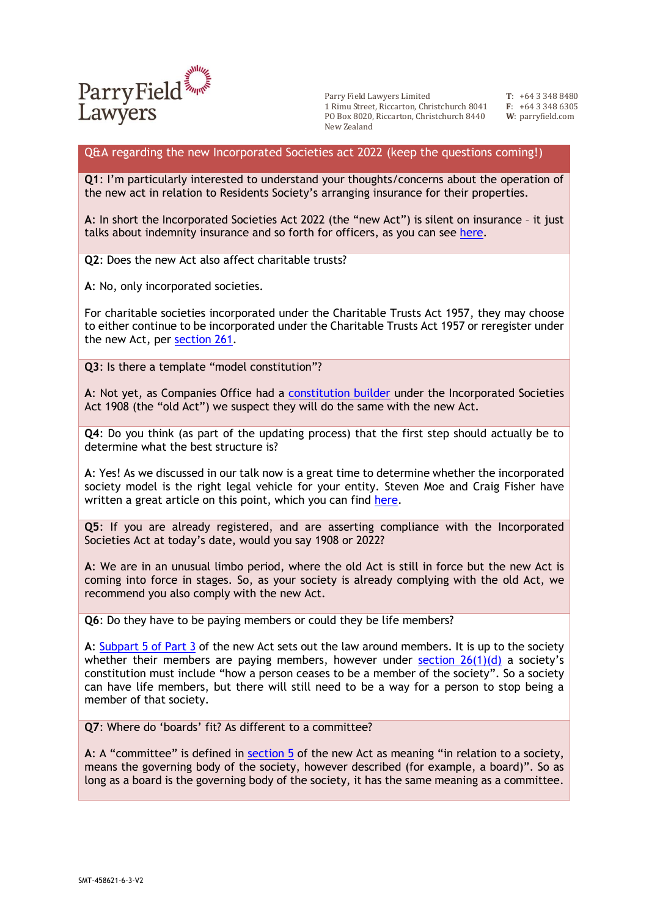Parry Field Lawyers

Parry Field Lawyers Limited
1 Rimu Street, Riccarton, Christchurch 8041
PO Box 8020, Riccarton, Christchurch 8440
New Zealand

T: +64 3 348 8480
F: +64 3 348 6305
W: parryfield.com

## Q&A regarding the new Incorporated Societies act 2022 (keep the questions coming!)

**Q1**: I'm particularly interested to understand your thoughts/concerns about the operation of the new act in relation to Residents Society's arranging insurance for their properties.

**A**: In short the Incorporated Societies Act 2022 (the "new Act") is silent on insurance – it just talks about indemnity insurance and so forth for officers, as you can see here.

**Q2**: Does the new Act also affect charitable trusts?

**A**: No, only incorporated societies.

For charitable societies incorporated under the Charitable Trusts Act 1957, they may choose to either continue to be incorporated under the Charitable Trusts Act 1957 or reregister under the new Act, per section 261.

**Q3**: Is there a template "model constitution"?

**A**: Not yet, as Companies Office had a constitution builder under the Incorporated Societies Act 1908 (the "old Act") we suspect they will do the same with the new Act.

**Q4**: Do you think (as part of the updating process) that the first step should actually be to determine what the best structure is?

**A**: Yes! As we discussed in our talk now is a great time to determine whether the incorporated society model is the right legal vehicle for your entity. Steven Moe and Craig Fisher have written a great article on this point, which you can find here.

**Q5**: If you are already registered, and are asserting compliance with the Incorporated Societies Act at today's date, would you say 1908 or 2022?

**A**: We are in an unusual limbo period, where the old Act is still in force but the new Act is coming into force in stages. So, as your society is already complying with the old Act, we recommend you also comply with the new Act.

**Q6**: Do they have to be paying members or could they be life members?

**A**: Subpart 5 of Part 3 of the new Act sets out the law around members. It is up to the society whether their members are paying members, however under section 26(1)(d) a society's constitution must include "how a person ceases to be a member of the society". So a society can have life members, but there will still need to be a way for a person to stop being a member of that society.

**Q7**: Where do 'boards' fit? As different to a committee?

**A**: A "committee" is defined in section 5 of the new Act as meaning "in relation to a society, means the governing body of the society, however described (for example, a board)". So as long as a board is the governing body of the society, it has the same meaning as a committee.

SMT-458621-6-3-V2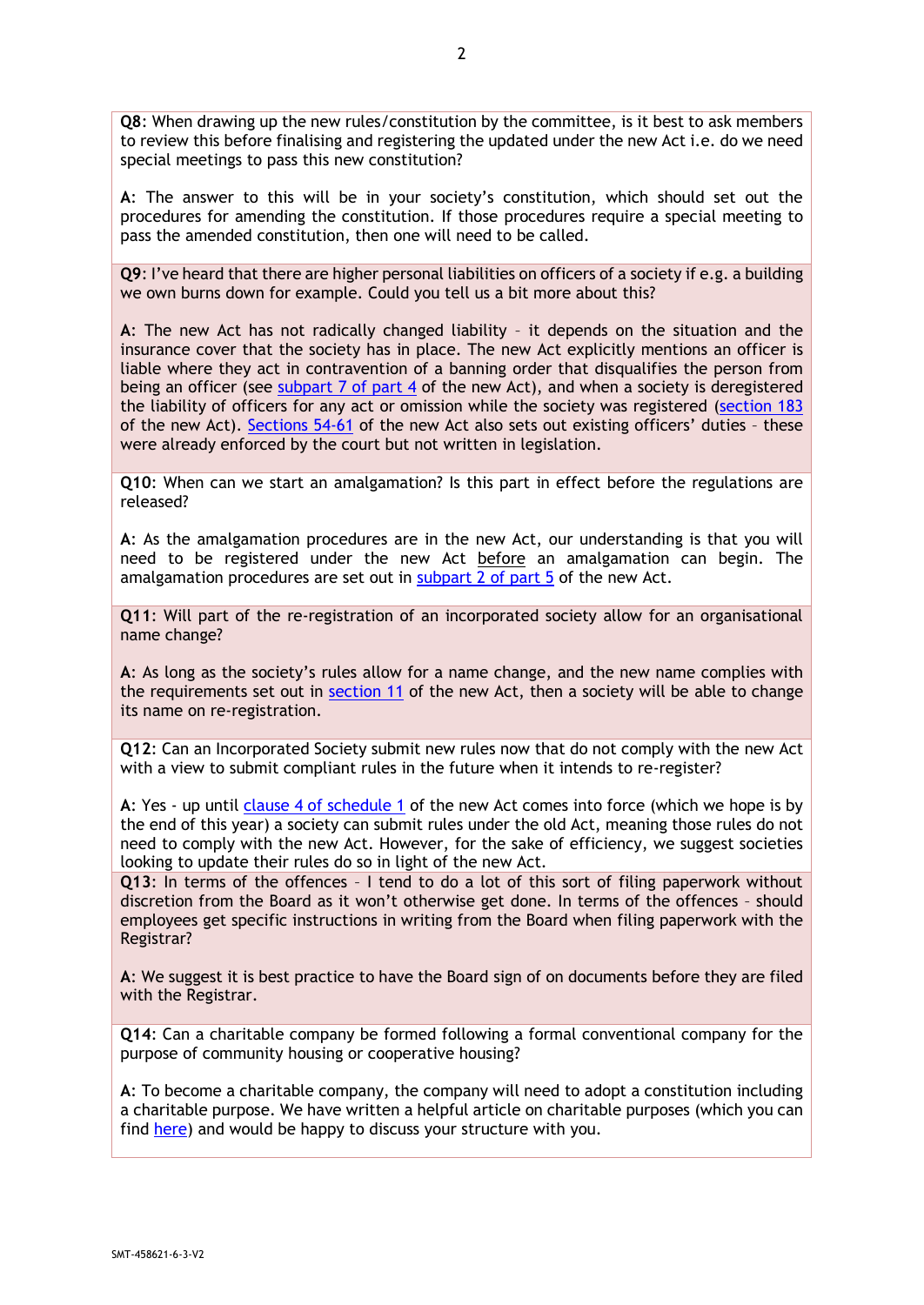**Q8**: When drawing up the new rules/constitution by the committee, is it best to ask members to review this before finalising and registering the updated under the new Act i.e. do we need special meetings to pass this new constitution?

**A**: The answer to this will be in your society's constitution, which should set out the procedures for amending the constitution. If those procedures require a special meeting to pass the amended constitution, then one will need to be called.

**Q9**: I've heard that there are higher personal liabilities on officers of a society if e.g. a building we own burns down for example. Could you tell us a bit more about this?

**A**: The new Act has not radically changed liability – it depends on the situation and the insurance cover that the society has in place. The new Act explicitly mentions an officer is liable where they act in contravention of a banning order that disqualifies the person from being an officer (see [subpart 7 of part 4](#) of the new Act), and when a society is deregistered the liability of officers for any act or omission while the society was registered ([section 183](#) of the new Act). [Sections 54-61](#) of the new Act also sets out existing officers' duties – these were already enforced by the court but not written in legislation.

**Q10**: When can we start an amalgamation? Is this part in effect before the regulations are released?

**A**: As the amalgamation procedures are in the new Act, our understanding is that you will need to be registered under the new Act before an amalgamation can begin. The amalgamation procedures are set out in [subpart 2 of part 5](#) of the new Act.

**Q11**: Will part of the re-registration of an incorporated society allow for an organisational name change?

**A**: As long as the society's rules allow for a name change, and the new name complies with the requirements set out in [section 11](#) of the new Act, then a society will be able to change its name on re-registration.

**Q12**: Can an Incorporated Society submit new rules now that do not comply with the new Act with a view to submit compliant rules in the future when it intends to re-register?

**A**: Yes - up until [clause 4 of schedule 1](#) of the new Act comes into force (which we hope is by the end of this year) a society can submit rules under the old Act, meaning those rules do not need to comply with the new Act. However, for the sake of efficiency, we suggest societies looking to update their rules do so in light of the new Act.

**Q13**: In terms of the offences – I tend to do a lot of this sort of filing paperwork without discretion from the Board as it won't otherwise get done. In terms of the offences – should employees get specific instructions in writing from the Board when filing paperwork with the Registrar?

**A**: We suggest it is best practice to have the Board sign of on documents before they are filed with the Registrar.

**Q14**: Can a charitable company be formed following a formal conventional company for the purpose of community housing or cooperative housing?

**A**: To become a charitable company, the company will need to adopt a constitution including a charitable purpose. We have written a helpful article on charitable purposes (which you can find [here](#)) and would be happy to discuss your structure with you.

SMT-458621-6-3-V2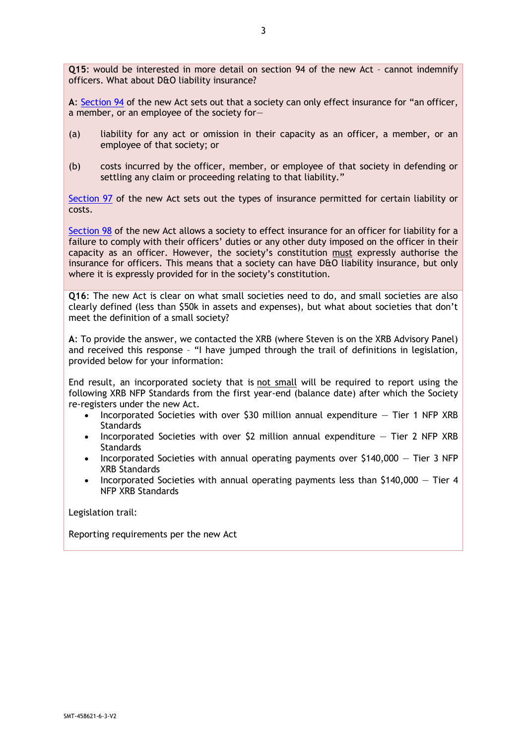**Q15**: would be interested in more detail on section 94 of the new Act – cannot indemnify officers. What about D&O liability insurance?

**A**: Section 94 of the new Act sets out that a society can only effect insurance for "an officer, a member, or an employee of the society for—

(a) liability for any act or omission in their capacity as an officer, a member, or an employee of that society; or

(b) costs incurred by the officer, member, or employee of that society in defending or settling any claim or proceeding relating to that liability."

Section 97 of the new Act sets out the types of insurance permitted for certain liability or costs.

Section 98 of the new Act allows a society to effect insurance for an officer for liability for a failure to comply with their officers' duties or any other duty imposed on the officer in their capacity as an officer. However, the society's constitution must expressly authorise the insurance for officers. This means that a society can have D&O liability insurance, but only where it is expressly provided for in the society's constitution.

**Q16**: The new Act is clear on what small societies need to do, and small societies are also clearly defined (less than $50k in assets and expenses), but what about societies that don't meet the definition of a small society?

**A**: To provide the answer, we contacted the XRB (where Steven is on the XRB Advisory Panel) and received this response – "I have jumped through the trail of definitions in legislation, provided below for your information:

End result, an incorporated society that is not small will be required to report using the following XRB NFP Standards from the first year-end (balance date) after which the Society re-registers under the new Act.

- Incorporated Societies with over $30 million annual expenditure — Tier 1 NFP XRB Standards
- Incorporated Societies with over $2 million annual expenditure — Tier 2 NFP XRB Standards
- Incorporated Societies with annual operating payments over $140,000 — Tier 3 NFP XRB Standards
- Incorporated Societies with annual operating payments less than $140,000 — Tier 4 NFP XRB Standards

Legislation trail:

Reporting requirements per the new Act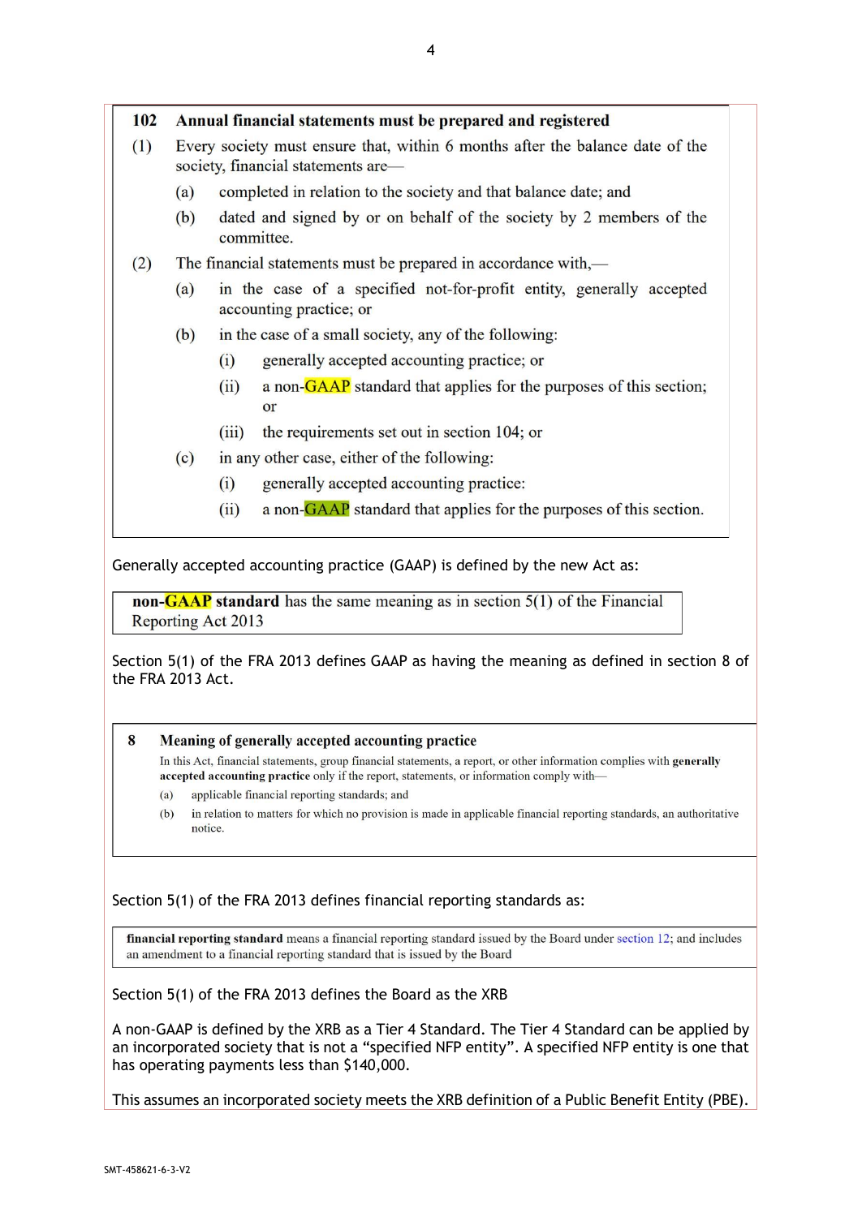**102 Annual financial statements must be prepared and registered**

(1) Every society must ensure that, within 6 months after the balance date of the society, financial statements are—

(a) completed in relation to the society and that balance date; and

(b) dated and signed by or on behalf of the society by 2 members of the committee.

(2) The financial statements must be prepared in accordance with,—

(a) in the case of a specified not-for-profit entity, generally accepted accounting practice; or

(b) in the case of a small society, any of the following:

(i) generally accepted accounting practice; or

(ii) a non-GAAP standard that applies for the purposes of this section; or

(iii) the requirements set out in section 104; or

(c) in any other case, either of the following:

(i) generally accepted accounting practice:

(ii) a non-GAAP standard that applies for the purposes of this section.

Generally accepted accounting practice (GAAP) is defined by the new Act as:

**non-GAAP standard** has the same meaning as in section 5(1) of the Financial Reporting Act 2013

Section 5(1) of the FRA 2013 defines GAAP as having the meaning as defined in section 8 of the FRA 2013 Act.

**8 Meaning of generally accepted accounting practice**

In this Act, financial statements, group financial statements, a report, or other information complies with **generally accepted accounting practice** only if the report, statements, or information comply with—

(a) applicable financial reporting standards; and

(b) in relation to matters for which no provision is made in applicable financial reporting standards, an authoritative notice.

Section 5(1) of the FRA 2013 defines financial reporting standards as:

**financial reporting standard** means a financial reporting standard issued by the Board under section 12; and includes an amendment to a financial reporting standard that is issued by the Board

Section 5(1) of the FRA 2013 defines the Board as the XRB

A non-GAAP is defined by the XRB as a Tier 4 Standard. The Tier 4 Standard can be applied by an incorporated society that is not a "specified NFP entity". A specified NFP entity is one that has operating payments less than $140,000.

This assumes an incorporated society meets the XRB definition of a Public Benefit Entity (PBE).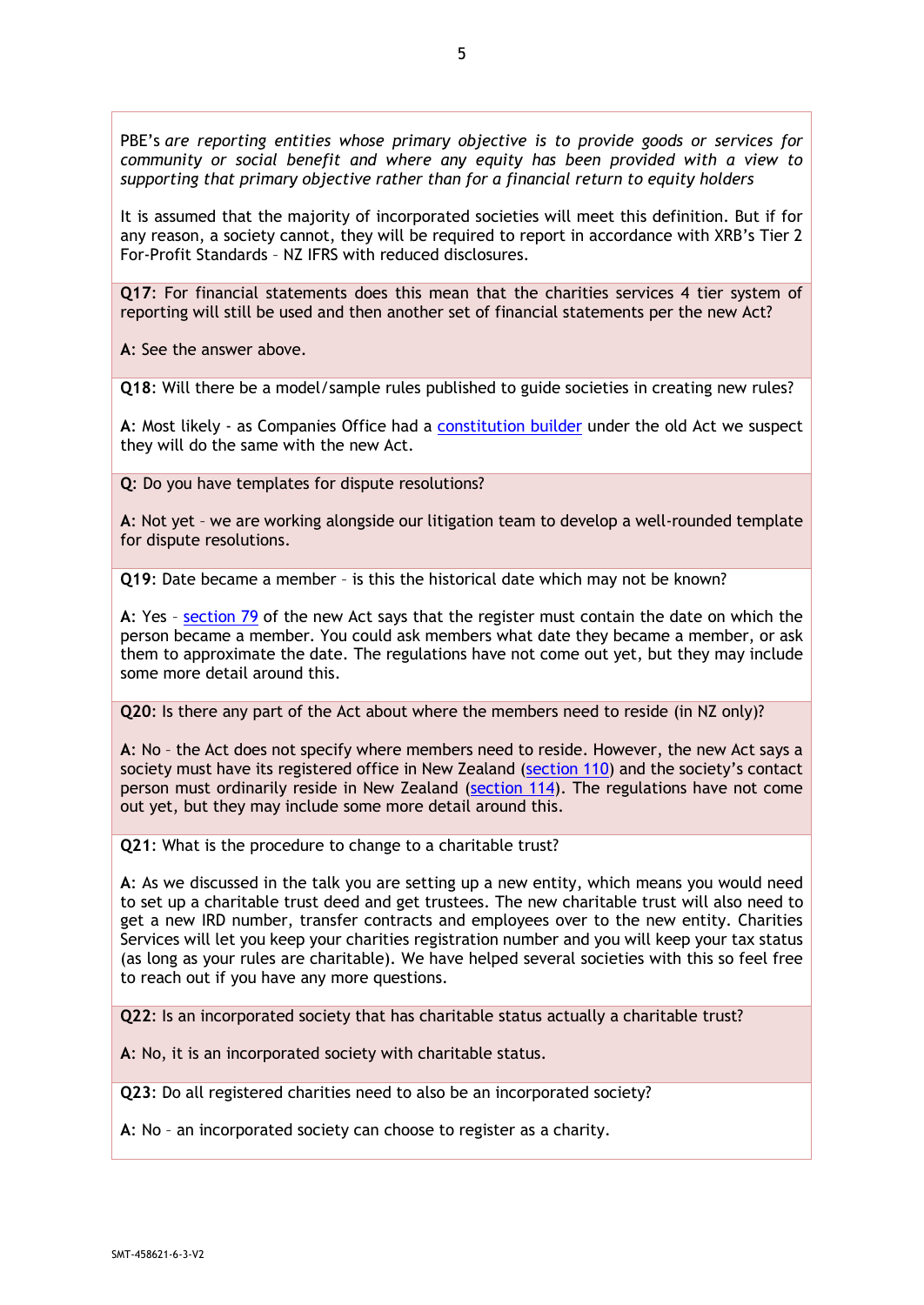PBE's *are reporting entities whose primary objective is to provide goods or services for community or social benefit and where any equity has been provided with a view to supporting that primary objective rather than for a financial return to equity holders*

It is assumed that the majority of incorporated societies will meet this definition. But if for any reason, a society cannot, they will be required to report in accordance with XRB's Tier 2 For-Profit Standards – NZ IFRS with reduced disclosures.

**Q17**: For financial statements does this mean that the charities services 4 tier system of reporting will still be used and then another set of financial statements per the new Act?

**A**: See the answer above.

**Q18**: Will there be a model/sample rules published to guide societies in creating new rules?

**A**: Most likely - as Companies Office had a constitution builder under the old Act we suspect they will do the same with the new Act.

**Q**: Do you have templates for dispute resolutions?

**A**: Not yet – we are working alongside our litigation team to develop a well-rounded template for dispute resolutions.

**Q19**: Date became a member – is this the historical date which may not be known?

**A**: Yes – section 79 of the new Act says that the register must contain the date on which the person became a member. You could ask members what date they became a member, or ask them to approximate the date. The regulations have not come out yet, but they may include some more detail around this.

**Q20**: Is there any part of the Act about where the members need to reside (in NZ only)?

**A**: No – the Act does not specify where members need to reside. However, the new Act says a society must have its registered office in New Zealand (section 110) and the society's contact person must ordinarily reside in New Zealand (section 114). The regulations have not come out yet, but they may include some more detail around this.

**Q21**: What is the procedure to change to a charitable trust?

**A**: As we discussed in the talk you are setting up a new entity, which means you would need to set up a charitable trust deed and get trustees. The new charitable trust will also need to get a new IRD number, transfer contracts and employees over to the new entity. Charities Services will let you keep your charities registration number and you will keep your tax status (as long as your rules are charitable). We have helped several societies with this so feel free to reach out if you have any more questions.

**Q22**: Is an incorporated society that has charitable status actually a charitable trust?

**A**: No, it is an incorporated society with charitable status.

**Q23**: Do all registered charities need to also be an incorporated society?

**A**: No – an incorporated society can choose to register as a charity.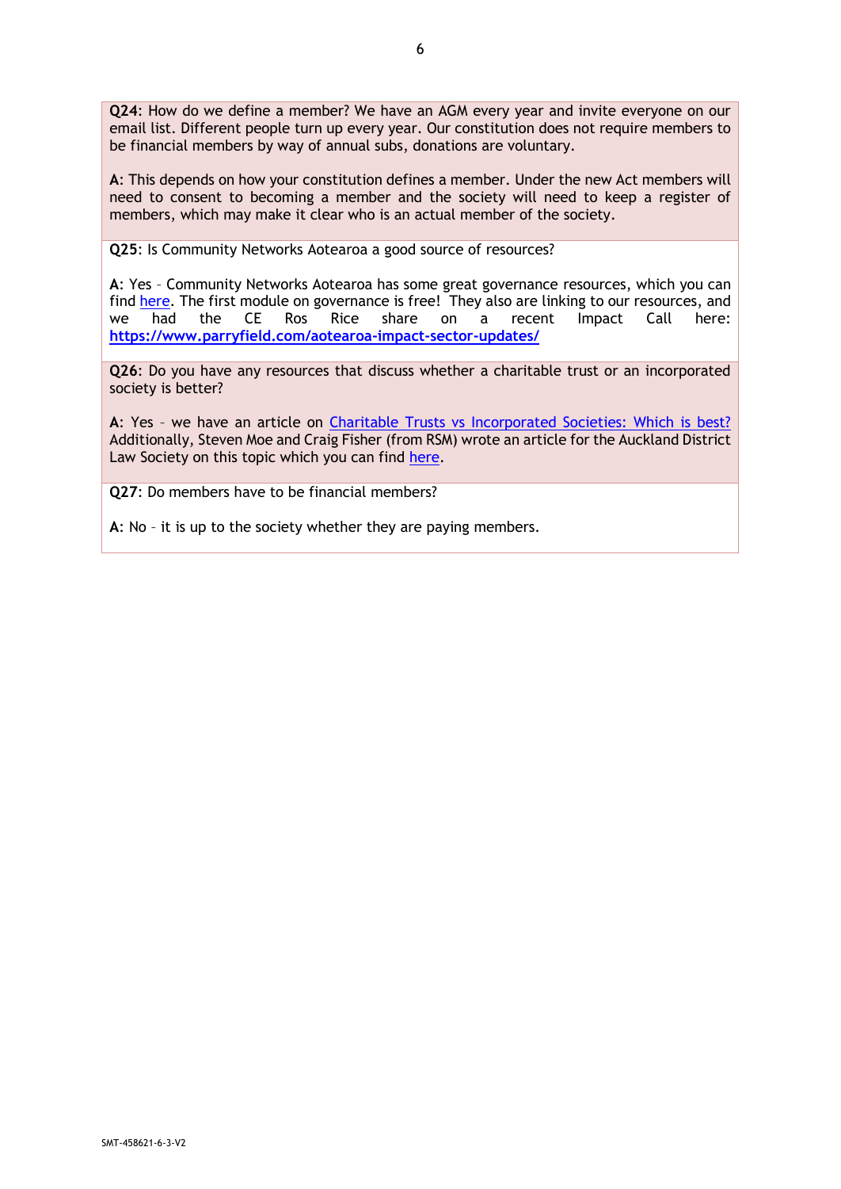**Q24**: How do we define a member? We have an AGM every year and invite everyone on our email list. Different people turn up every year. Our constitution does not require members to be financial members by way of annual subs, donations are voluntary.

**A**: This depends on how your constitution defines a member. Under the new Act members will need to consent to becoming a member and the society will need to keep a register of members, which may make it clear who is an actual member of the society.

**Q25**: Is Community Networks Aotearoa a good source of resources?

**A**: Yes – Community Networks Aotearoa has some great governance resources, which you can find here. The first module on governance is free! They also are linking to our resources, and we had the CE Ros Rice share on a recent Impact Call here: **https://www.parryfield.com/aotearoa-impact-sector-updates/**

**Q26**: Do you have any resources that discuss whether a charitable trust or an incorporated society is better?

**A**: Yes – we have an article on Charitable Trusts vs Incorporated Societies: Which is best? Additionally, Steven Moe and Craig Fisher (from RSM) wrote an article for the Auckland District Law Society on this topic which you can find here.

**Q27**: Do members have to be financial members?

**A**: No – it is up to the society whether they are paying members.